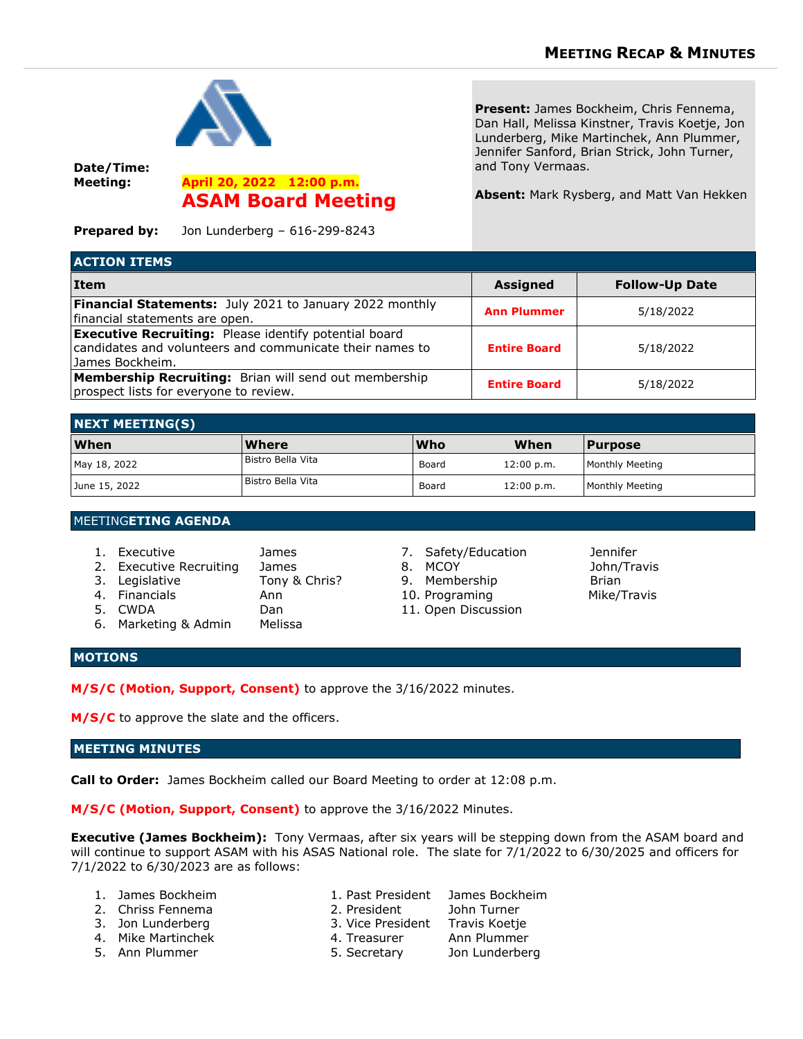## MEETING RECAP & MINUTES

**Date/Time:** April 20, 2022 12:00 p.m.

**Meeting:** **ASAM Board Meeting**

**Prepared by:** Jon Lunderberg – 616-299-8243

**Present:** James Bockheim, Chris Fennema, Dan Hall, Melissa Kinstner, Travis Koetje, Jon Lunderberg, Mike Martinchek, Ann Plummer, Jennifer Sanford, Brian Strick, John Turner, and Tony Vermaas.

**Absent:** Mark Rysberg, and Matt Van Hekken

### ACTION ITEMS

| Item | Assigned | Follow-Up Date |
|---|---|---|
| **Financial Statements:** July 2021 to January 2022 monthly financial statements are open. | **Ann Plummer** | 5/18/2022 |
| **Executive Recruiting:** Please identify potential board candidates and volunteers and communicate their names to James Bockheim. | **Entire Board** | 5/18/2022 |
| **Membership Recruiting:** Brian will send out membership prospect lists for everyone to review. | **Entire Board** | 5/18/2022 |

### NEXT MEETING(S)

| When | Where | Who | When | Purpose |
|---|---|---|---|---|
| May 18, 2022 | Bistro Bella Vita | Board | 12:00 p.m. | Monthly Meeting |
| June 15, 2022 | Bistro Bella Vita | Board | 12:00 p.m. | Monthly Meeting |

### MEETINGETING AGENDA

1. Executive — James
2. Executive Recruiting — James
3. Legislative — Tony & Chris?
4. Financials — Ann
5. CWDA — Dan
6. Marketing & Admin — Melissa
7. Safety/Education — Jennifer
8. MCOY — John/Travis
9. Membership — Brian
10. Programing — Mike/Travis
11. Open Discussion

### MOTIONS

**M/S/C (Motion, Support, Consent)** to approve the 3/16/2022 minutes.

**M/S/C** to approve the slate and the officers.

### MEETING MINUTES

**Call to Order:** James Bockheim called our Board Meeting to order at 12:08 p.m.

**M/S/C (Motion, Support, Consent)** to approve the 3/16/2022 Minutes.

**Executive (James Bockheim):** Tony Vermaas, after six years will be stepping down from the ASAM board and will continue to support ASAM with his ASAS National role. The slate for 7/1/2022 to 6/30/2025 and officers for 7/1/2022 to 6/30/2023 are as follows:

1. James Bockheim
2. Chriss Fennema
3. Jon Lunderberg
4. Mike Martinchek
5. Ann Plummer

1. Past President — James Bockheim
2. President — John Turner
3. Vice President — Travis Koetje
4. Treasurer — Ann Plummer
5. Secretary — Jon Lunderberg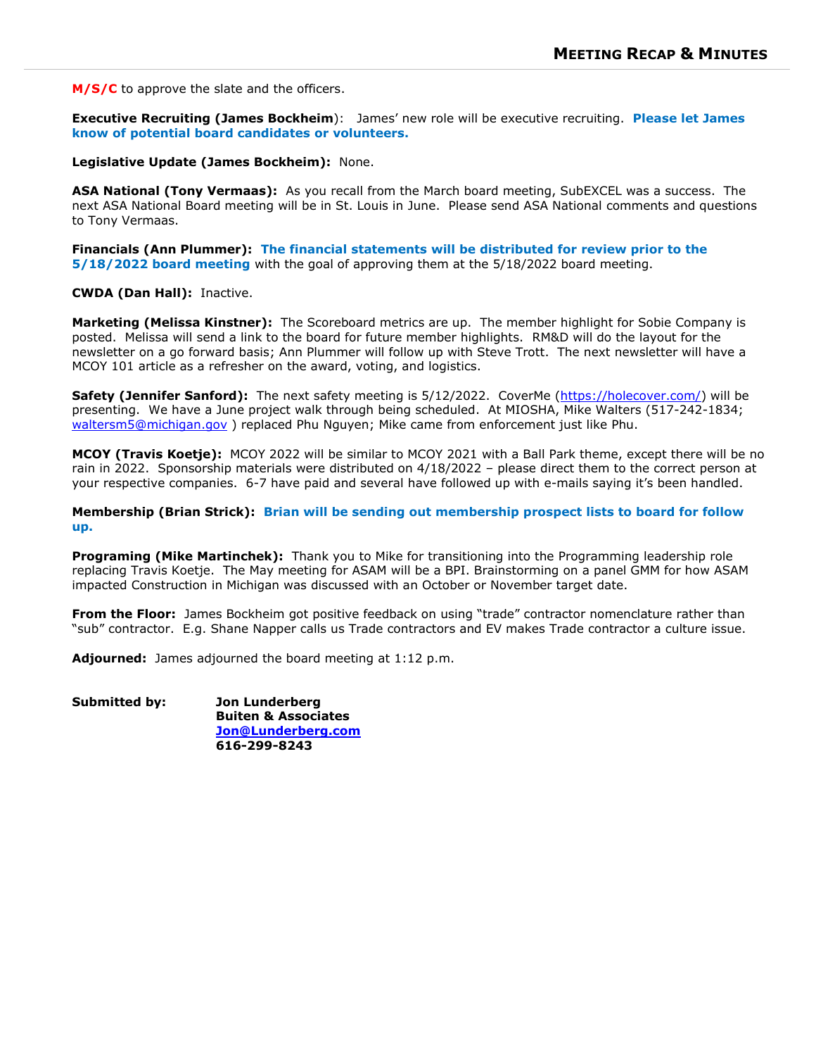**M/S/C** to approve the slate and the officers.

**Executive Recruiting (James Bockheim**): James' new role will be executive recruiting. **Please let James know of potential board candidates or volunteers.**

**Legislative Update (James Bockheim):** None.

**ASA National (Tony Vermaas):** As you recall from the March board meeting, SubEXCEL was a success. The next ASA National Board meeting will be in St. Louis in June. Please send ASA National comments and questions to Tony Vermaas.

**Financials (Ann Plummer): The financial statements will be distributed for review prior to the 5/18/2022 board meeting** with the goal of approving them at the 5/18/2022 board meeting.

**CWDA (Dan Hall):** Inactive.

**Marketing (Melissa Kinstner):** The Scoreboard metrics are up. The member highlight for Sobie Company is posted. Melissa will send a link to the board for future member highlights. RM&D will do the layout for the newsletter on a go forward basis; Ann Plummer will follow up with Steve Trott. The next newsletter will have a MCOY 101 article as a refresher on the award, voting, and logistics.

**Safety (Jennifer Sanford):** The next safety meeting is 5/12/2022. CoverMe (https://holecover.com/) will be presenting. We have a June project walk through being scheduled. At MIOSHA, Mike Walters (517-242-1834; waltersm5@michigan.gov ) replaced Phu Nguyen; Mike came from enforcement just like Phu.

**MCOY (Travis Koetje):** MCOY 2022 will be similar to MCOY 2021 with a Ball Park theme, except there will be no rain in 2022. Sponsorship materials were distributed on 4/18/2022 – please direct them to the correct person at your respective companies. 6-7 have paid and several have followed up with e-mails saying it's been handled.

**Membership (Brian Strick): Brian will be sending out membership prospect lists to board for follow up.**

**Programing (Mike Martinchek):** Thank you to Mike for transitioning into the Programming leadership role replacing Travis Koetje. The May meeting for ASAM will be a BPI. Brainstorming on a panel GMM for how ASAM impacted Construction in Michigan was discussed with an October or November target date.

**From the Floor:** James Bockheim got positive feedback on using "trade" contractor nomenclature rather than "sub" contractor. E.g. Shane Napper calls us Trade contractors and EV makes Trade contractor a culture issue.

**Adjourned:** James adjourned the board meeting at 1:12 p.m.

**Submitted by:**

**Jon Lunderberg**
**Buiten & Associates**
**Jon@Lunderberg.com**
**616-299-8243**